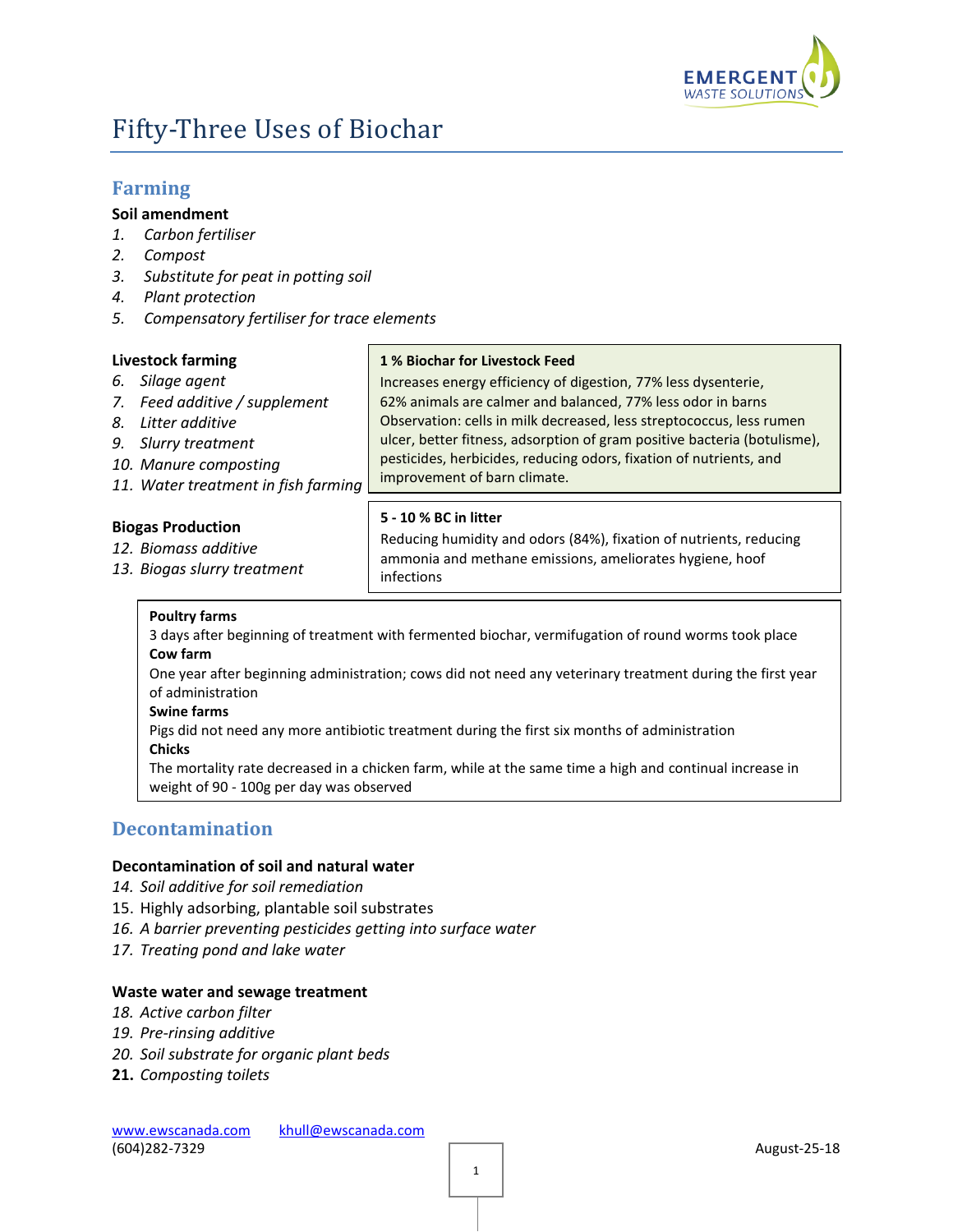# Fifty-Three Uses of Biochar

## Farming

**Soil amendment**

1. *Carbon fertiliser*
2. *Compost*
3. *Substitute for peat in potting soil*
4. *Plant protection*
5. *Compensatory fertiliser for trace elements*

**Livestock farming**

6. *Silage agent*
7. *Feed additive / supplement*
8. *Litter additive*
9. *Slurry treatment*
10. *Manure composting*
11. *Water treatment in fish farming*

**Biogas Production**

12. *Biomass additive*
13. *Biogas slurry treatment*

**1 % Biochar for Livestock Feed**

Increases energy efficiency of digestion, 77% less dysenterie, 62% animals are calmer and balanced, 77% less odor in barns
Observation: cells in milk decreased, less streptococcus, less rumen ulcer, better fitness, adsorption of gram positive bacteria (botulisme), pesticides, herbicides, reducing odors, fixation of nutrients, and improvement of barn climate.

**5 - 10 % BC in litter**

Reducing humidity and odors (84%), fixation of nutrients, reducing ammonia and methane emissions, ameliorates hygiene, hoof infections

**Poultry farms**
3 days after beginning of treatment with fermented biochar, vermifugation of round worms took place
**Cow farm**
One year after beginning administration; cows did not need any veterinary treatment during the first year of administration
**Swine farms**
Pigs did not need any more antibiotic treatment during the first six months of administration
**Chicks**
The mortality rate decreased in a chicken farm, while at the same time a high and continual increase in weight of 90 - 100g per day was observed

## Decontamination

**Decontamination of soil and natural water**

14. *Soil additive for soil remediation*
15. Highly adsorbing, plantable soil substrates
16. *A barrier preventing pesticides getting into surface water*
17. *Treating pond and lake water*

**Waste water and sewage treatment**

18. *Active carbon filter*
19. *Pre-rinsing additive*
20. *Soil substrate for organic plant beds*
21. *Composting toilets*

www.ewscanada.com khull@ewscanada.com
(604)282-7329 August-25-18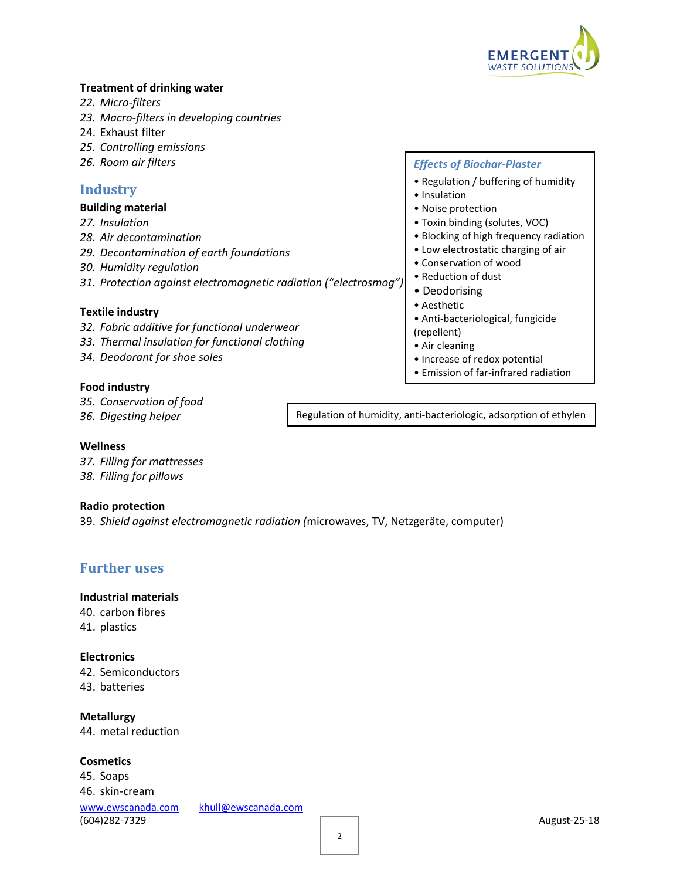**Treatment of drinking water**

22. *Micro-filters*
23. *Macro-filters in developing countries*
24. Exhaust filter
25. *Controlling emissions*
26. *Room air filters*

## Industry

**Building material**

27. *Insulation*
28. *Air decontamination*
29. *Decontamination of earth foundations*
30. *Humidity regulation*
31. *Protection against electromagnetic radiation ("electrosmog")*

***Effects of Biochar-Plaster***

- Regulation / buffering of humidity
- Insulation
- Noise protection
- Toxin binding (solutes, VOC)
- Blocking of high frequency radiation
- Low electrostatic charging of air
- Conservation of wood
- Reduction of dust
- Deodorising
- Aesthetic
- Anti-bacteriological, fungicide (repellent)
- Air cleaning
- Increase of redox potential
- Emission of far-infrared radiation

**Textile industry**

32. *Fabric additive for functional underwear*
33. *Thermal insulation for functional clothing*
34. *Deodorant for shoe soles*

**Food industry**

35. *Conservation of food*
36. *Digesting helper*

Regulation of humidity, anti-bacteriologic, adsorption of ethylen

**Wellness**

37. *Filling for mattresses*
38. *Filling for pillows*

**Radio protection**

39. *Shield against electromagnetic radiation (*microwaves, TV, Netzgeräte, computer)

## Further uses

**Industrial materials**

40. carbon fibres
41. plastics

**Electronics**

42. Semiconductors
43. batteries

**Metallurgy**

44. metal reduction

**Cosmetics**

45. Soaps
46. skin-cream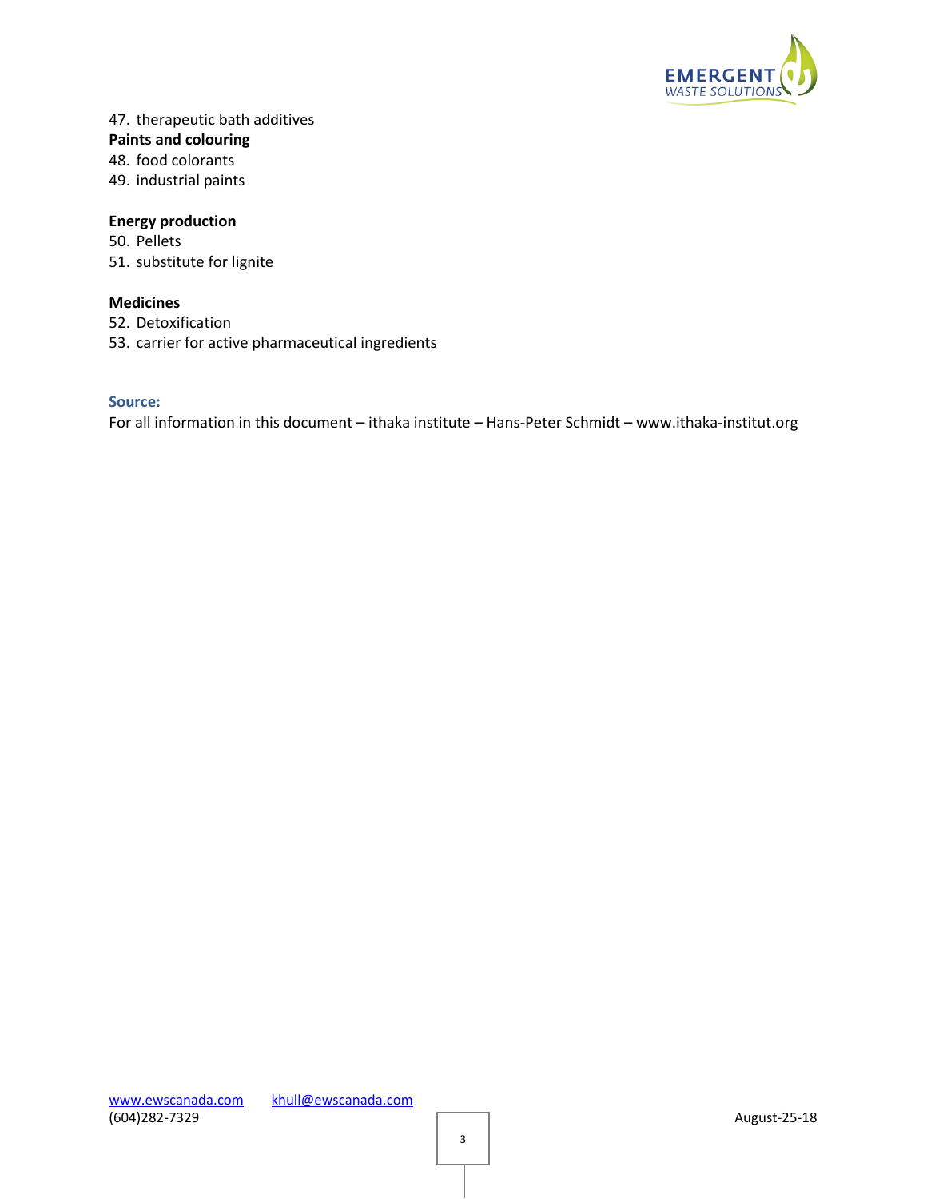47. therapeutic bath additives

**Paints and colouring**

48. food colorants
49. industrial paints

**Energy production**

50. Pellets
51. substitute for lignite

**Medicines**

52. Detoxification
53. carrier for active pharmaceutical ingredients

**Source:**

For all information in this document – ithaka institute – Hans-Peter Schmidt – www.ithaka-institut.org